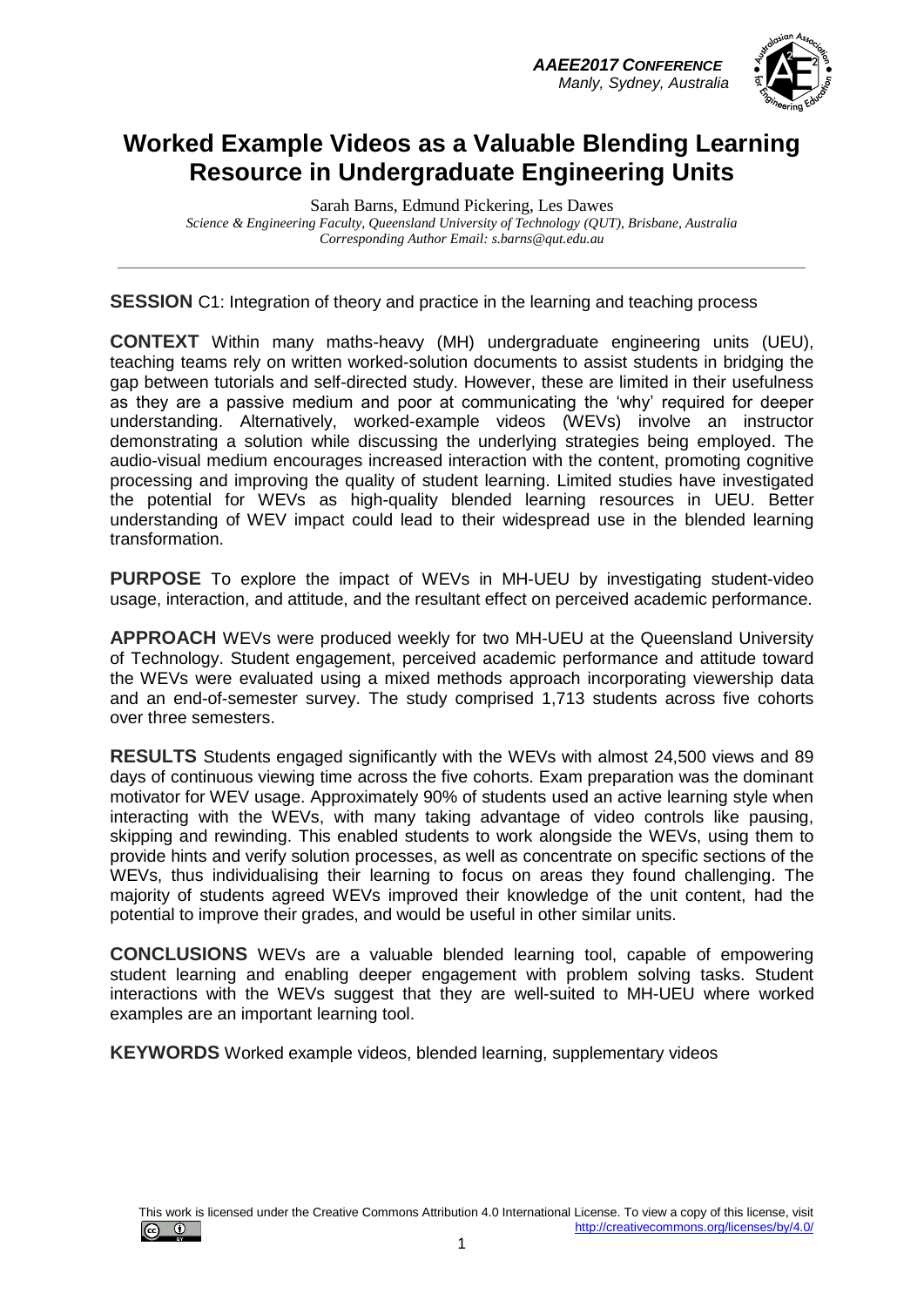# Worked Example Videos as a Valuable Blending Learning Resource in Undergraduate Engineering Units

Sarah Barns, Edmund Pickering, Les Dawes

*Science & Engineering Faculty, Queensland University of Technology (QUT), Brisbane, Australia*

*Corresponding Author Email: s.barns@qut.edu.au*

---

**SESSION** C1: Integration of theory and practice in the learning and teaching process

**CONTEXT** Within many maths-heavy (MH) undergraduate engineering units (UEU), teaching teams rely on written worked-solution documents to assist students in bridging the gap between tutorials and self-directed study. However, these are limited in their usefulness as they are a passive medium and poor at communicating the 'why' required for deeper understanding. Alternatively, worked-example videos (WEVs) involve an instructor demonstrating a solution while discussing the underlying strategies being employed. The audio-visual medium encourages increased interaction with the content, promoting cognitive processing and improving the quality of student learning. Limited studies have investigated the potential for WEVs as high-quality blended learning resources in UEU. Better understanding of WEV impact could lead to their widespread use in the blended learning transformation.

**PURPOSE** To explore the impact of WEVs in MH-UEU by investigating student-video usage, interaction, and attitude, and the resultant effect on perceived academic performance.

**APPROACH** WEVs were produced weekly for two MH-UEU at the Queensland University of Technology. Student engagement, perceived academic performance and attitude toward the WEVs were evaluated using a mixed methods approach incorporating viewership data and an end-of-semester survey. The study comprised 1,713 students across five cohorts over three semesters.

**RESULTS** Students engaged significantly with the WEVs with almost 24,500 views and 89 days of continuous viewing time across the five cohorts. Exam preparation was the dominant motivator for WEV usage. Approximately 90% of students used an active learning style when interacting with the WEVs, with many taking advantage of video controls like pausing, skipping and rewinding. This enabled students to work alongside the WEVs, using them to provide hints and verify solution processes, as well as concentrate on specific sections of the WEVs, thus individualising their learning to focus on areas they found challenging. The majority of students agreed WEVs improved their knowledge of the unit content, had the potential to improve their grades, and would be useful in other similar units.

**CONCLUSIONS** WEVs are a valuable blended learning tool, capable of empowering student learning and enabling deeper engagement with problem solving tasks. Student interactions with the WEVs suggest that they are well-suited to MH-UEU where worked examples are an important learning tool.

**KEYWORDS** Worked example videos, blended learning, supplementary videos

This work is licensed under the Creative Commons Attribution 4.0 International License. To view a copy of this license, visit http://creativecommons.org/licenses/by/4.0/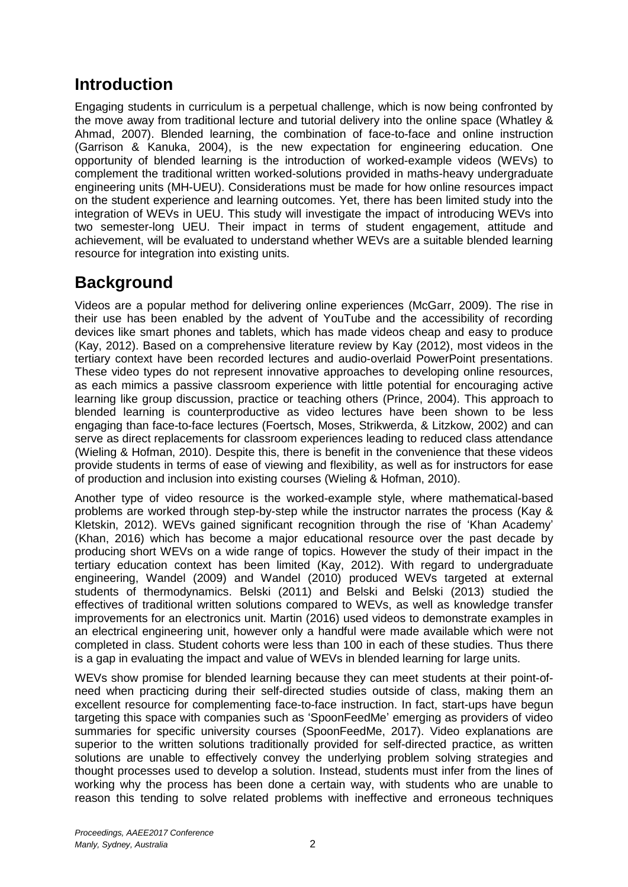## Introduction

Engaging students in curriculum is a perpetual challenge, which is now being confronted by the move away from traditional lecture and tutorial delivery into the online space (Whatley & Ahmad, 2007). Blended learning, the combination of face-to-face and online instruction (Garrison & Kanuka, 2004), is the new expectation for engineering education. One opportunity of blended learning is the introduction of worked-example videos (WEVs) to complement the traditional written worked-solutions provided in maths-heavy undergraduate engineering units (MH-UEU). Considerations must be made for how online resources impact on the student experience and learning outcomes. Yet, there has been limited study into the integration of WEVs in UEU. This study will investigate the impact of introducing WEVs into two semester-long UEU. Their impact in terms of student engagement, attitude and achievement, will be evaluated to understand whether WEVs are a suitable blended learning resource for integration into existing units.

## Background

Videos are a popular method for delivering online experiences (McGarr, 2009). The rise in their use has been enabled by the advent of YouTube and the accessibility of recording devices like smart phones and tablets, which has made videos cheap and easy to produce (Kay, 2012). Based on a comprehensive literature review by Kay (2012), most videos in the tertiary context have been recorded lectures and audio-overlaid PowerPoint presentations. These video types do not represent innovative approaches to developing online resources, as each mimics a passive classroom experience with little potential for encouraging active learning like group discussion, practice or teaching others (Prince, 2004). This approach to blended learning is counterproductive as video lectures have been shown to be less engaging than face-to-face lectures (Foertsch, Moses, Strikwerda, & Litzkow, 2002) and can serve as direct replacements for classroom experiences leading to reduced class attendance (Wieling & Hofman, 2010). Despite this, there is benefit in the convenience that these videos provide students in terms of ease of viewing and flexibility, as well as for instructors for ease of production and inclusion into existing courses (Wieling & Hofman, 2010).

Another type of video resource is the worked-example style, where mathematical-based problems are worked through step-by-step while the instructor narrates the process (Kay & Kletskin, 2012). WEVs gained significant recognition through the rise of 'Khan Academy' (Khan, 2016) which has become a major educational resource over the past decade by producing short WEVs on a wide range of topics. However the study of their impact in the tertiary education context has been limited (Kay, 2012). With regard to undergraduate engineering, Wandel (2009) and Wandel (2010) produced WEVs targeted at external students of thermodynamics. Belski (2011) and Belski and Belski (2013) studied the effectives of traditional written solutions compared to WEVs, as well as knowledge transfer improvements for an electronics unit. Martin (2016) used videos to demonstrate examples in an electrical engineering unit, however only a handful were made available which were not completed in class. Student cohorts were less than 100 in each of these studies. Thus there is a gap in evaluating the impact and value of WEVs in blended learning for large units.

WEVs show promise for blended learning because they can meet students at their point-of-need when practicing during their self-directed studies outside of class, making them an excellent resource for complementing face-to-face instruction. In fact, start-ups have begun targeting this space with companies such as 'SpoonFeedMe' emerging as providers of video summaries for specific university courses (SpoonFeedMe, 2017). Video explanations are superior to the written solutions traditionally provided for self-directed practice, as written solutions are unable to effectively convey the underlying problem solving strategies and thought processes used to develop a solution. Instead, students must infer from the lines of working why the process has been done a certain way, with students who are unable to reason this tending to solve related problems with ineffective and erroneous techniques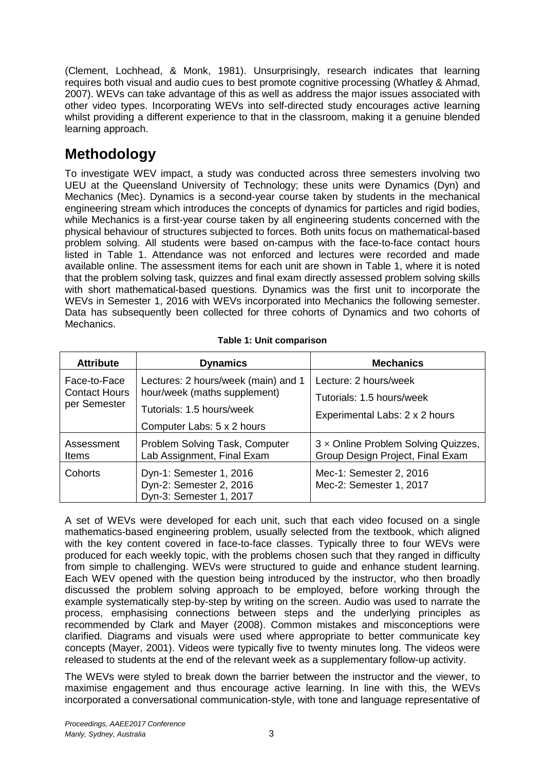(Clement, Lochhead, & Monk, 1981). Unsurprisingly, research indicates that learning requires both visual and audio cues to best promote cognitive processing (Whatley & Ahmad, 2007). WEVs can take advantage of this as well as address the major issues associated with other video types. Incorporating WEVs into self-directed study encourages active learning whilst providing a different experience to that in the classroom, making it a genuine blended learning approach.

## Methodology

To investigate WEV impact, a study was conducted across three semesters involving two UEU at the Queensland University of Technology; these units were Dynamics (Dyn) and Mechanics (Mec). Dynamics is a second-year course taken by students in the mechanical engineering stream which introduces the concepts of dynamics for particles and rigid bodies, while Mechanics is a first-year course taken by all engineering students concerned with the physical behaviour of structures subjected to forces. Both units focus on mathematical-based problem solving. All students were based on-campus with the face-to-face contact hours listed in Table 1. Attendance was not enforced and lectures were recorded and made available online. The assessment items for each unit are shown in Table 1, where it is noted that the problem solving task, quizzes and final exam directly assessed problem solving skills with short mathematical-based questions. Dynamics was the first unit to incorporate the WEVs in Semester 1, 2016 with WEVs incorporated into Mechanics the following semester. Data has subsequently been collected for three cohorts of Dynamics and two cohorts of Mechanics.

**Table 1: Unit comparison**

| Attribute | Dynamics | Mechanics |
|---|---|---|
| Face-to-Face Contact Hours per Semester | Lectures: 2 hours/week (main) and 1 hour/week (maths supplement)<br>Tutorials: 1.5 hours/week<br>Computer Labs: 5 x 2 hours | Lecture: 2 hours/week<br>Tutorials: 1.5 hours/week<br>Experimental Labs: 2 x 2 hours |
| Assessment Items | Problem Solving Task, Computer Lab Assignment, Final Exam | 3 × Online Problem Solving Quizzes, Group Design Project, Final Exam |
| Cohorts | Dyn-1: Semester 1, 2016<br>Dyn-2: Semester 2, 2016<br>Dyn-3: Semester 1, 2017 | Mec-1: Semester 2, 2016<br>Mec-2: Semester 1, 2017 |

A set of WEVs were developed for each unit, such that each video focused on a single mathematics-based engineering problem, usually selected from the textbook, which aligned with the key content covered in face-to-face classes. Typically three to four WEVs were produced for each weekly topic, with the problems chosen such that they ranged in difficulty from simple to challenging. WEVs were structured to guide and enhance student learning. Each WEV opened with the question being introduced by the instructor, who then broadly discussed the problem solving approach to be employed, before working through the example systematically step-by-step by writing on the screen. Audio was used to narrate the process, emphasising connections between steps and the underlying principles as recommended by Clark and Mayer (2008). Common mistakes and misconceptions were clarified. Diagrams and visuals were used where appropriate to better communicate key concepts (Mayer, 2001). Videos were typically five to twenty minutes long. The videos were released to students at the end of the relevant week as a supplementary follow-up activity.

The WEVs were styled to break down the barrier between the instructor and the viewer, to maximise engagement and thus encourage active learning. In line with this, the WEVs incorporated a conversational communication-style, with tone and language representative of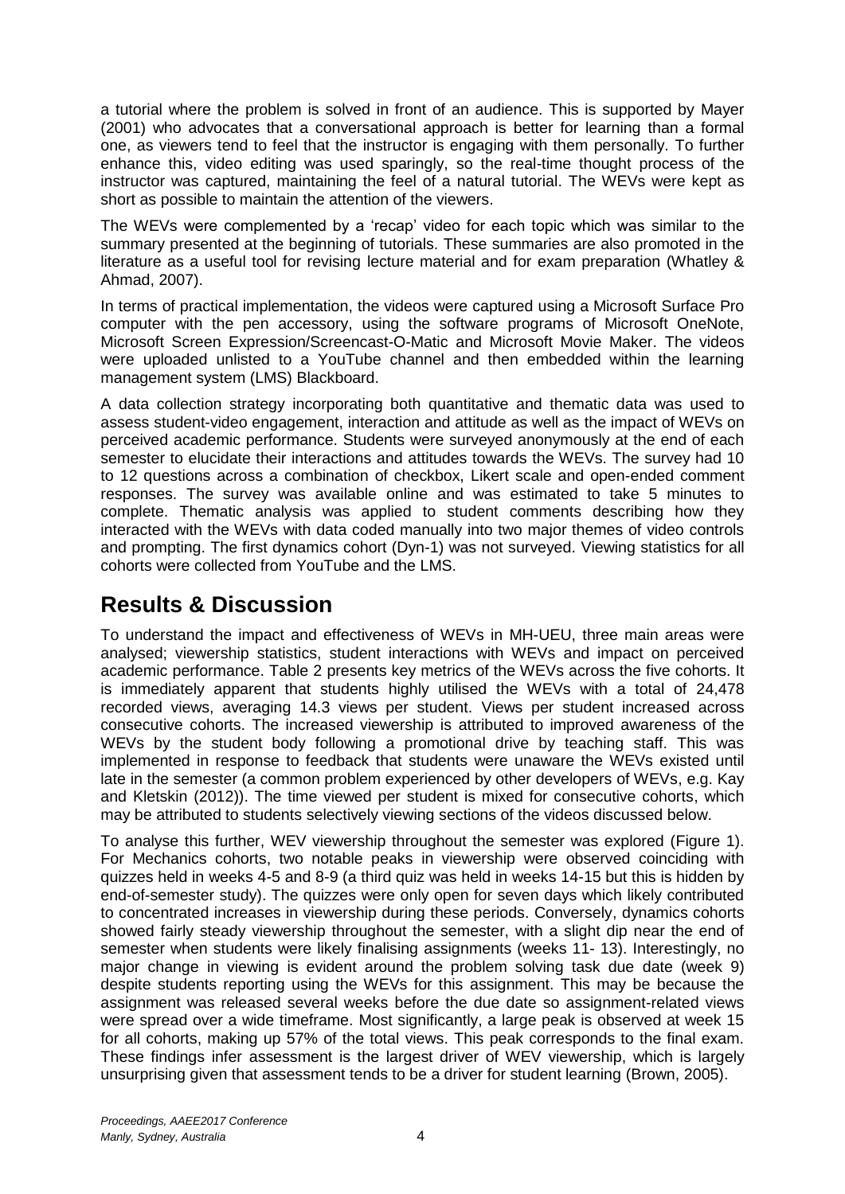a tutorial where the problem is solved in front of an audience. This is supported by Mayer (2001) who advocates that a conversational approach is better for learning than a formal one, as viewers tend to feel that the instructor is engaging with them personally. To further enhance this, video editing was used sparingly, so the real-time thought process of the instructor was captured, maintaining the feel of a natural tutorial. The WEVs were kept as short as possible to maintain the attention of the viewers.

The WEVs were complemented by a 'recap' video for each topic which was similar to the summary presented at the beginning of tutorials. These summaries are also promoted in the literature as a useful tool for revising lecture material and for exam preparation (Whatley & Ahmad, 2007).

In terms of practical implementation, the videos were captured using a Microsoft Surface Pro computer with the pen accessory, using the software programs of Microsoft OneNote, Microsoft Screen Expression/Screencast-O-Matic and Microsoft Movie Maker. The videos were uploaded unlisted to a YouTube channel and then embedded within the learning management system (LMS) Blackboard.

A data collection strategy incorporating both quantitative and thematic data was used to assess student-video engagement, interaction and attitude as well as the impact of WEVs on perceived academic performance. Students were surveyed anonymously at the end of each semester to elucidate their interactions and attitudes towards the WEVs. The survey had 10 to 12 questions across a combination of checkbox, Likert scale and open-ended comment responses. The survey was available online and was estimated to take 5 minutes to complete. Thematic analysis was applied to student comments describing how they interacted with the WEVs with data coded manually into two major themes of video controls and prompting. The first dynamics cohort (Dyn-1) was not surveyed. Viewing statistics for all cohorts were collected from YouTube and the LMS.

# Results & Discussion

To understand the impact and effectiveness of WEVs in MH-UEU, three main areas were analysed; viewership statistics, student interactions with WEVs and impact on perceived academic performance. Table 2 presents key metrics of the WEVs across the five cohorts. It is immediately apparent that students highly utilised the WEVs with a total of 24,478 recorded views, averaging 14.3 views per student. Views per student increased across consecutive cohorts. The increased viewership is attributed to improved awareness of the WEVs by the student body following a promotional drive by teaching staff. This was implemented in response to feedback that students were unaware the WEVs existed until late in the semester (a common problem experienced by other developers of WEVs, e.g. Kay and Kletskin (2012)). The time viewed per student is mixed for consecutive cohorts, which may be attributed to students selectively viewing sections of the videos discussed below.

To analyse this further, WEV viewership throughout the semester was explored (Figure 1). For Mechanics cohorts, two notable peaks in viewership were observed coinciding with quizzes held in weeks 4-5 and 8-9 (a third quiz was held in weeks 14-15 but this is hidden by end-of-semester study). The quizzes were only open for seven days which likely contributed to concentrated increases in viewership during these periods. Conversely, dynamics cohorts showed fairly steady viewership throughout the semester, with a slight dip near the end of semester when students were likely finalising assignments (weeks 11- 13). Interestingly, no major change in viewing is evident around the problem solving task due date (week 9) despite students reporting using the WEVs for this assignment. This may be because the assignment was released several weeks before the due date so assignment-related views were spread over a wide timeframe. Most significantly, a large peak is observed at week 15 for all cohorts, making up 57% of the total views. This peak corresponds to the final exam. These findings infer assessment is the largest driver of WEV viewership, which is largely unsurprising given that assessment tends to be a driver for student learning (Brown, 2005).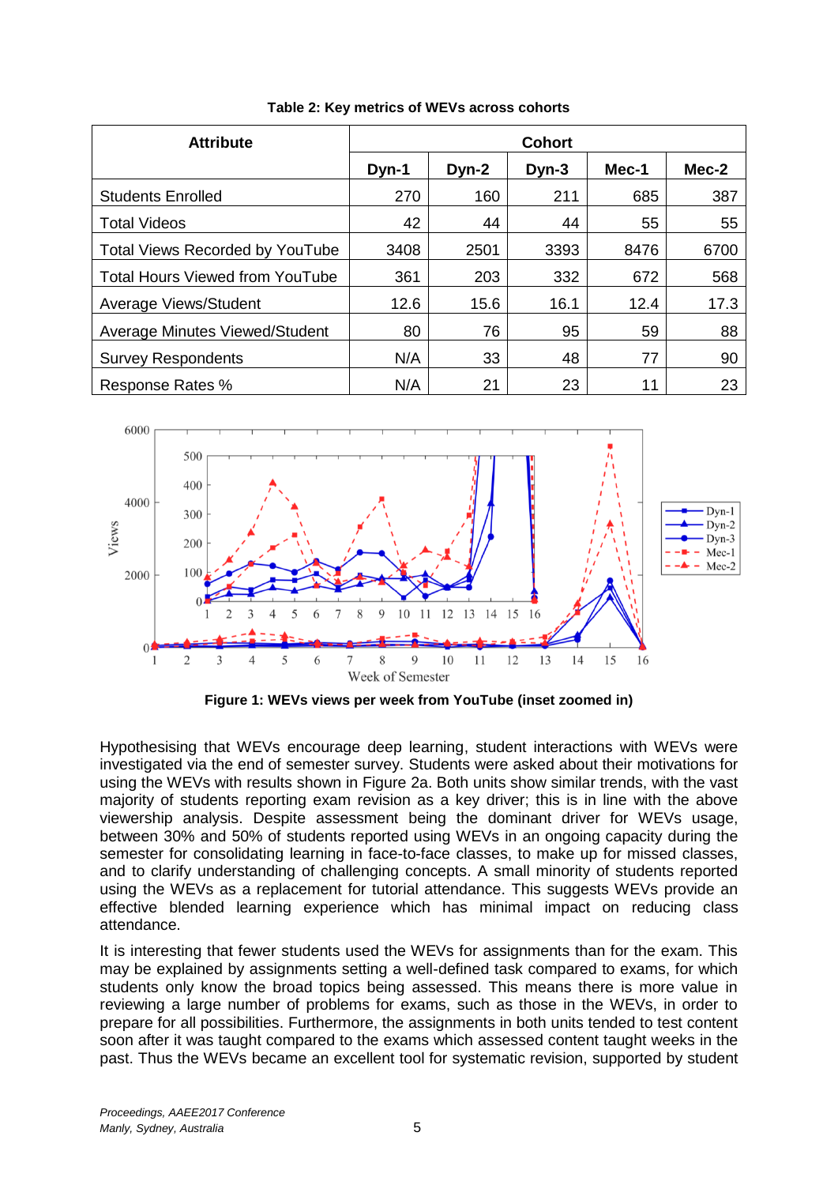**Table 2: Key metrics of WEVs across cohorts**

| Attribute | Cohort | | | | |
|---|---|---|---|---|---|
| | Dyn-1 | Dyn-2 | Dyn-3 | Mec-1 | Mec-2 |
| Students Enrolled | 270 | 160 | 211 | 685 | 387 |
| Total Videos | 42 | 44 | 44 | 55 | 55 |
| Total Views Recorded by YouTube | 3408 | 2501 | 3393 | 8476 | 6700 |
| Total Hours Viewed from YouTube | 361 | 203 | 332 | 672 | 568 |
| Average Views/Student | 12.6 | 15.6 | 16.1 | 12.4 | 17.3 |
| Average Minutes Viewed/Student | 80 | 76 | 95 | 59 | 88 |
| Survey Respondents | N/A | 33 | 48 | 77 | 90 |
| Response Rates % | N/A | 21 | 23 | 11 | 23 |

**Figure 1: WEVs views per week from YouTube (inset zoomed in)**

Hypothesising that WEVs encourage deep learning, student interactions with WEVs were investigated via the end of semester survey. Students were asked about their motivations for using the WEVs with results shown in Figure 2a. Both units show similar trends, with the vast majority of students reporting exam revision as a key driver; this is in line with the above viewership analysis. Despite assessment being the dominant driver for WEVs usage, between 30% and 50% of students reported using WEVs in an ongoing capacity during the semester for consolidating learning in face-to-face classes, to make up for missed classes, and to clarify understanding of challenging concepts. A small minority of students reported using the WEVs as a replacement for tutorial attendance. This suggests WEVs provide an effective blended learning experience which has minimal impact on reducing class attendance.

It is interesting that fewer students used the WEVs for assignments than for the exam. This may be explained by assignments setting a well-defined task compared to exams, for which students only know the broad topics being assessed. This means there is more value in reviewing a large number of problems for exams, such as those in the WEVs, in order to prepare for all possibilities. Furthermore, the assignments in both units tended to test content soon after it was taught compared to the exams which assessed content taught weeks in the past. Thus the WEVs became an excellent tool for systematic revision, supported by student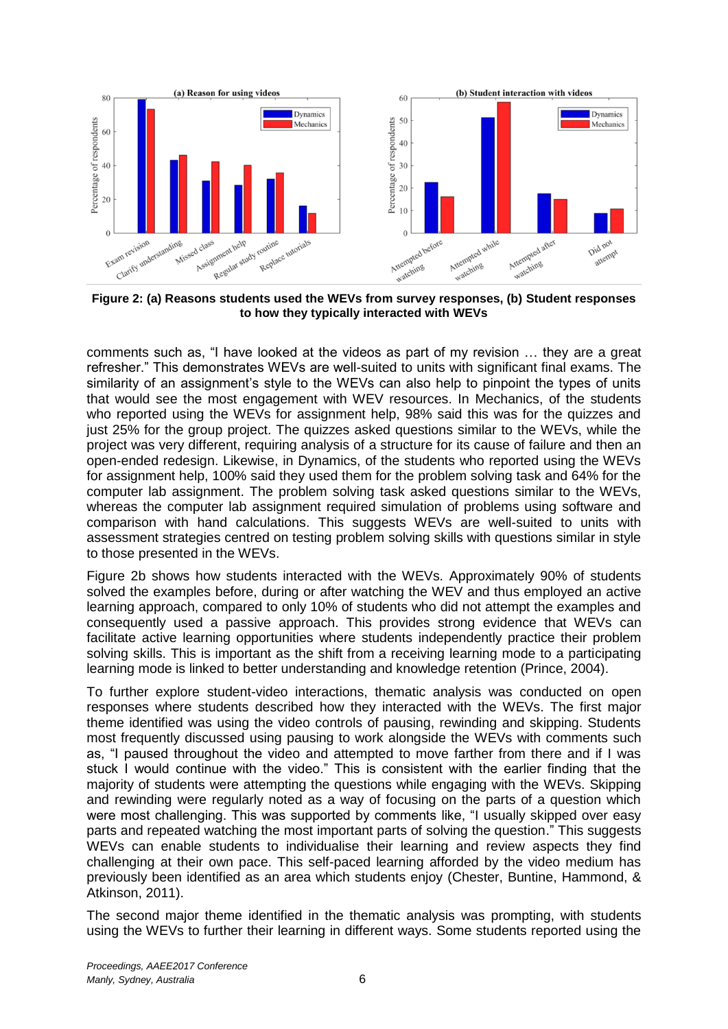**Figure 2: (a) Reasons students used the WEVs from survey responses, (b) Student responses to how they typically interacted with WEVs**

comments such as, "I have looked at the videos as part of my revision … they are a great refresher." This demonstrates WEVs are well-suited to units with significant final exams. The similarity of an assignment's style to the WEVs can also help to pinpoint the types of units that would see the most engagement with WEV resources. In Mechanics, of the students who reported using the WEVs for assignment help, 98% said this was for the quizzes and just 25% for the group project. The quizzes asked questions similar to the WEVs, while the project was very different, requiring analysis of a structure for its cause of failure and then an open-ended redesign. Likewise, in Dynamics, of the students who reported using the WEVs for assignment help, 100% said they used them for the problem solving task and 64% for the computer lab assignment. The problem solving task asked questions similar to the WEVs, whereas the computer lab assignment required simulation of problems using software and comparison with hand calculations. This suggests WEVs are well-suited to units with assessment strategies centred on testing problem solving skills with questions similar in style to those presented in the WEVs.

Figure 2b shows how students interacted with the WEVs. Approximately 90% of students solved the examples before, during or after watching the WEV and thus employed an active learning approach, compared to only 10% of students who did not attempt the examples and consequently used a passive approach. This provides strong evidence that WEVs can facilitate active learning opportunities where students independently practice their problem solving skills. This is important as the shift from a receiving learning mode to a participating learning mode is linked to better understanding and knowledge retention (Prince, 2004).

To further explore student-video interactions, thematic analysis was conducted on open responses where students described how they interacted with the WEVs. The first major theme identified was using the video controls of pausing, rewinding and skipping. Students most frequently discussed using pausing to work alongside the WEVs with comments such as, "I paused throughout the video and attempted to move farther from there and if I was stuck I would continue with the video." This is consistent with the earlier finding that the majority of students were attempting the questions while engaging with the WEVs. Skipping and rewinding were regularly noted as a way of focusing on the parts of a question which were most challenging. This was supported by comments like, "I usually skipped over easy parts and repeated watching the most important parts of solving the question." This suggests WEVs can enable students to individualise their learning and review aspects they find challenging at their own pace. This self-paced learning afforded by the video medium has previously been identified as an area which students enjoy (Chester, Buntine, Hammond, & Atkinson, 2011).

The second major theme identified in the thematic analysis was prompting, with students using the WEVs to further their learning in different ways. Some students reported using the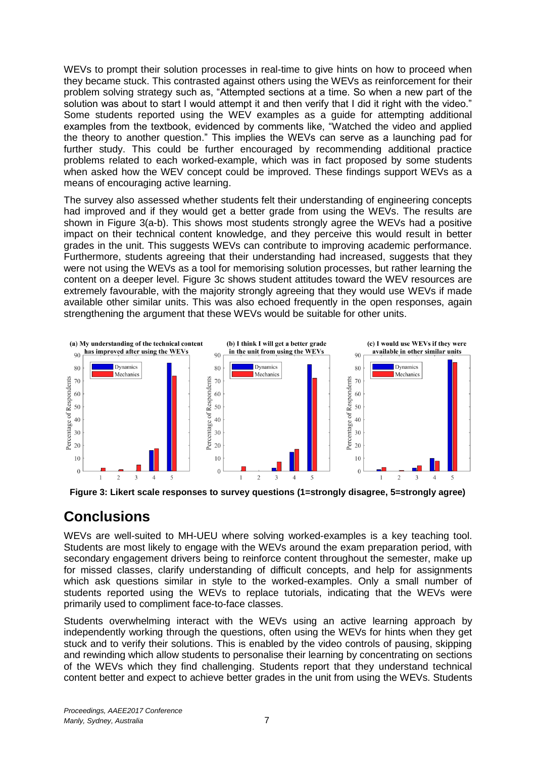WEVs to prompt their solution processes in real-time to give hints on how to proceed when they became stuck. This contrasted against others using the WEVs as reinforcement for their problem solving strategy such as, "Attempted sections at a time. So when a new part of the solution was about to start I would attempt it and then verify that I did it right with the video." Some students reported using the WEV examples as a guide for attempting additional examples from the textbook, evidenced by comments like, "Watched the video and applied the theory to another question." This implies the WEVs can serve as a launching pad for further study. This could be further encouraged by recommending additional practice problems related to each worked-example, which was in fact proposed by some students when asked how the WEV concept could be improved. These findings support WEVs as a means of encouraging active learning.

The survey also assessed whether students felt their understanding of engineering concepts had improved and if they would get a better grade from using the WEVs. The results are shown in Figure 3(a-b). This shows most students strongly agree the WEVs had a positive impact on their technical content knowledge, and they perceive this would result in better grades in the unit. This suggests WEVs can contribute to improving academic performance. Furthermore, students agreeing that their understanding had increased, suggests that they were not using the WEVs as a tool for memorising solution processes, but rather learning the content on a deeper level. Figure 3c shows student attitudes toward the WEV resources are extremely favourable, with the majority strongly agreeing that they would use WEVs if made available other similar units. This was also echoed frequently in the open responses, again strengthening the argument that these WEVs would be suitable for other units.

**Figure 3: Likert scale responses to survey questions (1=strongly disagree, 5=strongly agree)**

## Conclusions

WEVs are well-suited to MH-UEU where solving worked-examples is a key teaching tool. Students are most likely to engage with the WEVs around the exam preparation period, with secondary engagement drivers being to reinforce content throughout the semester, make up for missed classes, clarify understanding of difficult concepts, and help for assignments which ask questions similar in style to the worked-examples. Only a small number of students reported using the WEVs to replace tutorials, indicating that the WEVs were primarily used to compliment face-to-face classes.

Students overwhelming interact with the WEVs using an active learning approach by independently working through the questions, often using the WEVs for hints when they get stuck and to verify their solutions. This is enabled by the video controls of pausing, skipping and rewinding which allow students to personalise their learning by concentrating on sections of the WEVs which they find challenging. Students report that they understand technical content better and expect to achieve better grades in the unit from using the WEVs. Students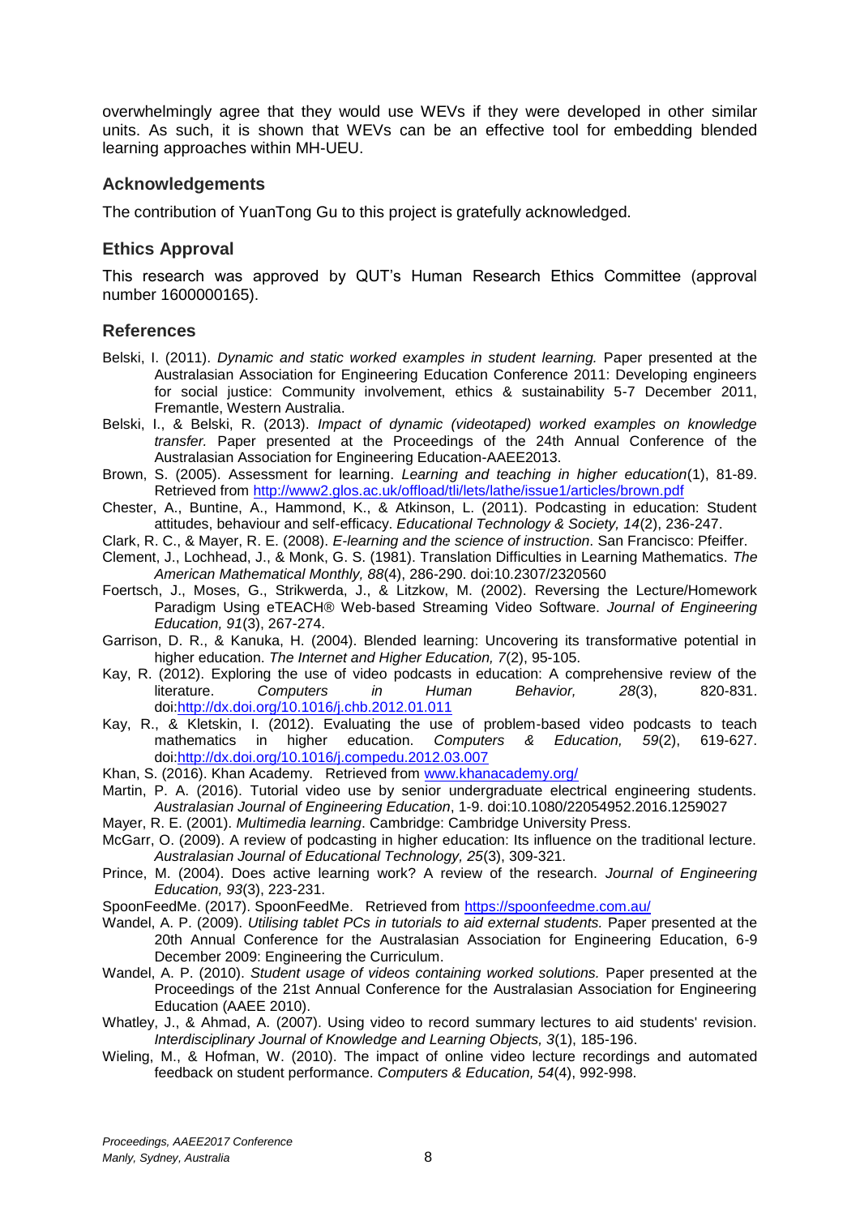overwhelmingly agree that they would use WEVs if they were developed in other similar units. As such, it is shown that WEVs can be an effective tool for embedding blended learning approaches within MH-UEU.

## Acknowledgements

The contribution of YuanTong Gu to this project is gratefully acknowledged.

## Ethics Approval

This research was approved by QUT's Human Research Ethics Committee (approval number 1600000165).

## References

Belski, I. (2011). *Dynamic and static worked examples in student learning.* Paper presented at the Australasian Association for Engineering Education Conference 2011: Developing engineers for social justice: Community involvement, ethics & sustainability 5-7 December 2011, Fremantle, Western Australia.

Belski, I., & Belski, R. (2013). *Impact of dynamic (videotaped) worked examples on knowledge transfer.* Paper presented at the Proceedings of the 24th Annual Conference of the Australasian Association for Engineering Education-AAEE2013.

Brown, S. (2005). Assessment for learning. *Learning and teaching in higher education*(1), 81-89. Retrieved from http://www2.glos.ac.uk/offload/tli/lets/lathe/issue1/articles/brown.pdf

Chester, A., Buntine, A., Hammond, K., & Atkinson, L. (2011). Podcasting in education: Student attitudes, behaviour and self-efficacy. *Educational Technology & Society, 14*(2), 236-247.

Clark, R. C., & Mayer, R. E. (2008). *E-learning and the science of instruction*. San Francisco: Pfeiffer.

Clement, J., Lochhead, J., & Monk, G. S. (1981). Translation Difficulties in Learning Mathematics. *The American Mathematical Monthly, 88*(4), 286-290. doi:10.2307/2320560

Foertsch, J., Moses, G., Strikwerda, J., & Litzkow, M. (2002). Reversing the Lecture/Homework Paradigm Using eTEACH® Web-based Streaming Video Software. *Journal of Engineering Education, 91*(3), 267-274.

Garrison, D. R., & Kanuka, H. (2004). Blended learning: Uncovering its transformative potential in higher education. *The Internet and Higher Education, 7*(2), 95-105.

Kay, R. (2012). Exploring the use of video podcasts in education: A comprehensive review of the literature. *Computers in Human Behavior, 28*(3), 820-831. doi:http://dx.doi.org/10.1016/j.chb.2012.01.011

Kay, R., & Kletskin, I. (2012). Evaluating the use of problem-based video podcasts to teach mathematics in higher education. *Computers & Education, 59*(2), 619-627. doi:http://dx.doi.org/10.1016/j.compedu.2012.03.007

Khan, S. (2016). Khan Academy. Retrieved from www.khanacademy.org/

Martin, P. A. (2016). Tutorial video use by senior undergraduate electrical engineering students. *Australasian Journal of Engineering Education*, 1-9. doi:10.1080/22054952.2016.1259027

Mayer, R. E. (2001). *Multimedia learning*. Cambridge: Cambridge University Press.

McGarr, O. (2009). A review of podcasting in higher education: Its influence on the traditional lecture. *Australasian Journal of Educational Technology, 25*(3), 309-321.

Prince, M. (2004). Does active learning work? A review of the research. *Journal of Engineering Education, 93*(3), 223-231.

SpoonFeedMe. (2017). SpoonFeedMe. Retrieved from https://spoonfeedme.com.au/

Wandel, A. P. (2009). *Utilising tablet PCs in tutorials to aid external students.* Paper presented at the 20th Annual Conference for the Australasian Association for Engineering Education, 6-9 December 2009: Engineering the Curriculum.

Wandel, A. P. (2010). *Student usage of videos containing worked solutions.* Paper presented at the Proceedings of the 21st Annual Conference for the Australasian Association for Engineering Education (AAEE 2010).

Whatley, J., & Ahmad, A. (2007). Using video to record summary lectures to aid students' revision. *Interdisciplinary Journal of Knowledge and Learning Objects, 3*(1), 185-196.

Wieling, M., & Hofman, W. (2010). The impact of online video lecture recordings and automated feedback on student performance. *Computers & Education, 54*(4), 992-998.